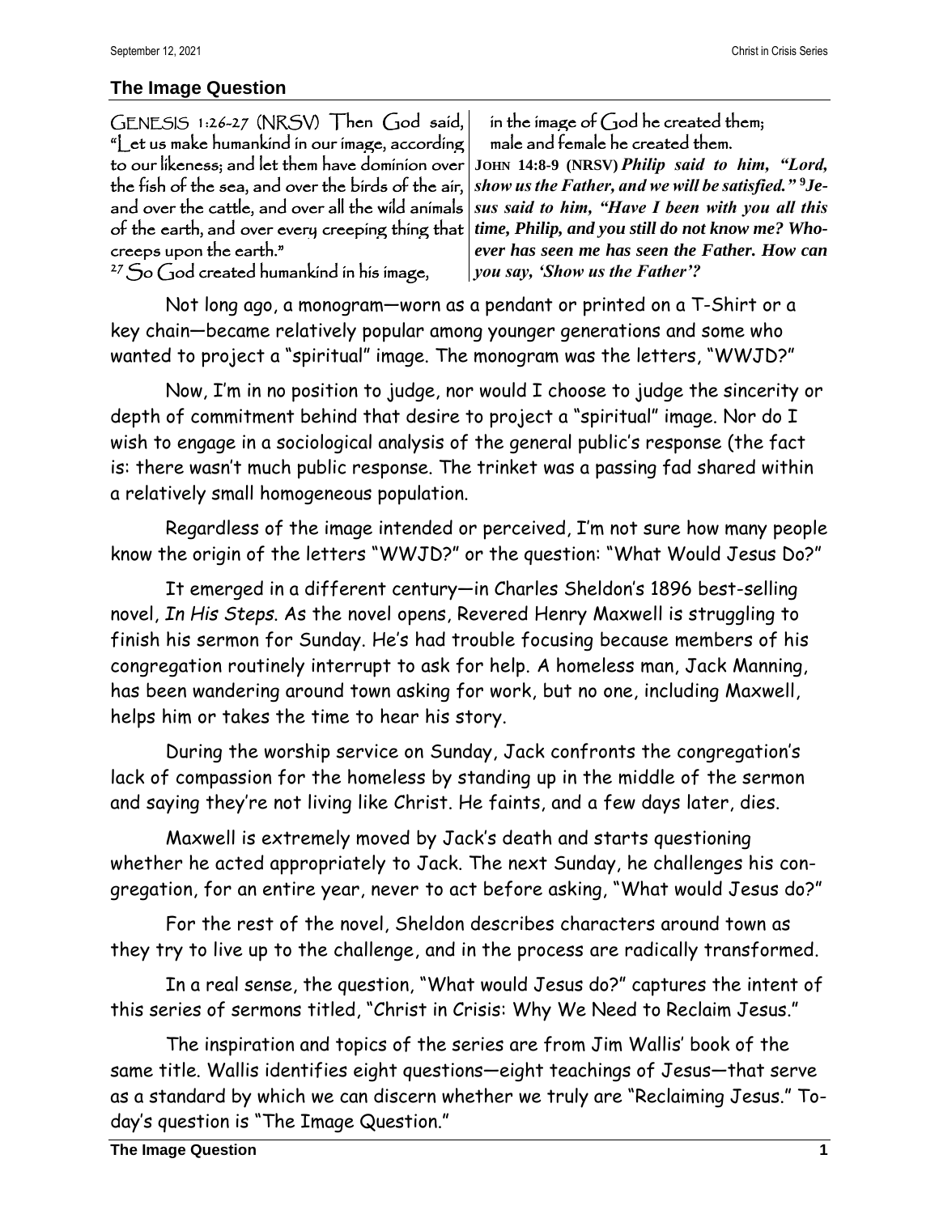## The Image Question

GENESIS 1:26-27 (NRSV) Then God said, "Let us make humankind in our image, according to our likeness; and let them have dominion over the fish of the sea, and over the birds of the air, and over the cattle, and over all the wild animals of the earth, and over every creeping thing that creeps upon the earth."
[27] So God created humankind in his image,
in the image of God he created them;
male and female he created them.

**JOHN 14:8-9 (NRSV)** ***Philip said to him, "Lord, show us the Father, and we will be satisfied." [9] Jesus said to him, "Have I been with you all this time, Philip, and you still do not know me? Whoever has seen me has seen the Father. How can you say, 'Show us the Father'?***

Not long ago, a monogram—worn as a pendant or printed on a T-Shirt or a key chain—became relatively popular among younger generations and some who wanted to project a "spiritual" image. The monogram was the letters, "WWJD?"

Now, I'm in no position to judge, nor would I choose to judge the sincerity or depth of commitment behind that desire to project a "spiritual" image. Nor do I wish to engage in a sociological analysis of the general public's response (the fact is: there wasn't much public response. The trinket was a passing fad shared within a relatively small homogeneous population.

Regardless of the image intended or perceived, I'm not sure how many people know the origin of the letters "WWJD?" or the question: "What Would Jesus Do?"

It emerged in a different century—in Charles Sheldon's 1896 best-selling novel, *In His Steps*. As the novel opens, Revered Henry Maxwell is struggling to finish his sermon for Sunday. He's had trouble focusing because members of his congregation routinely interrupt to ask for help. A homeless man, Jack Manning, has been wandering around town asking for work, but no one, including Maxwell, helps him or takes the time to hear his story.

During the worship service on Sunday, Jack confronts the congregation's lack of compassion for the homeless by standing up in the middle of the sermon and saying they're not living like Christ. He faints, and a few days later, dies.

Maxwell is extremely moved by Jack's death and starts questioning whether he acted appropriately to Jack. The next Sunday, he challenges his congregation, for an entire year, never to act before asking, "What would Jesus do?"

For the rest of the novel, Sheldon describes characters around town as they try to live up to the challenge, and in the process are radically transformed.

In a real sense, the question, "What would Jesus do?" captures the intent of this series of sermons titled, "Christ in Crisis: Why We Need to Reclaim Jesus."

The inspiration and topics of the series are from Jim Wallis' book of the same title. Wallis identifies eight questions—eight teachings of Jesus—that serve as a standard by which we can discern whether we truly are "Reclaiming Jesus." Today's question is "The Image Question."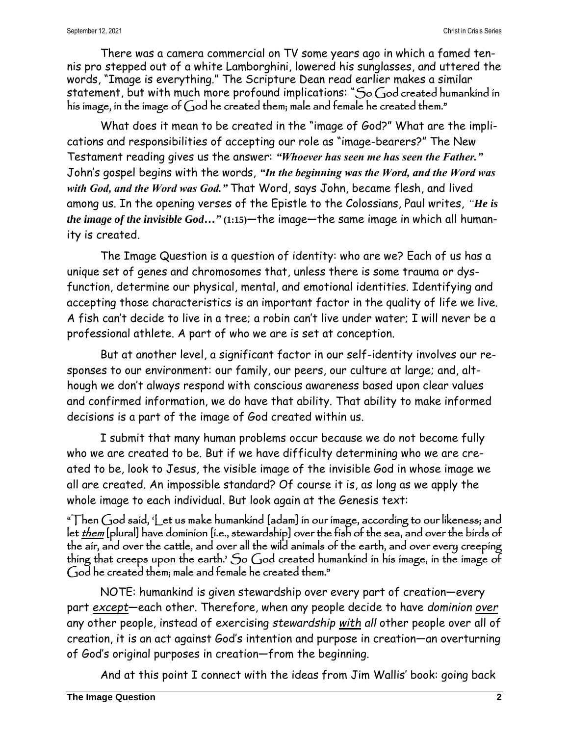There was a camera commercial on TV some years ago in which a famed tennis pro stepped out of a white Lamborghini, lowered his sunglasses, and uttered the words, "Image is everything." The Scripture Dean read earlier makes a similar statement, but with much more profound implications: "So God created humankind in his image, in the image of God he created them; male and female he created them."

What does it mean to be created in the "image of God?" What are the implications and responsibilities of accepting our role as "image-bearers?" The New Testament reading gives us the answer: ***"Whoever has seen me has seen the Father."*** John's gospel begins with the words, ***"In the beginning was the Word, and the Word was with God, and the Word was God."*** That Word, says John, became flesh, and lived among us. In the opening verses of the Epistle to the Colossians, Paul writes, ***"He is the image of the invisible God…"*** **(1:15)**—the image—the same image in which all humanity is created.

The Image Question is a question of identity: who are we? Each of us has a unique set of genes and chromosomes that, unless there is some trauma or dysfunction, determine our physical, mental, and emotional identities. Identifying and accepting those characteristics is an important factor in the quality of life we live. A fish can't decide to live in a tree; a robin can't live under water; I will never be a professional athlete. A part of who we are is set at conception.

But at another level, a significant factor in our self-identity involves our responses to our environment: our family, our peers, our culture at large; and, although we don't always respond with conscious awareness based upon clear values and confirmed information, we do have that ability. That ability to make informed decisions is a part of the image of God created within us.

I submit that many human problems occur because we do not become fully who we are created to be. But if we have difficulty determining who we are created to be, look to Jesus, the visible image of the invisible God in whose image we all are created. An impossible standard? Of course it is, as long as we apply the whole image to each individual. But look again at the Genesis text:

"Then God said, 'Let us make humankind [adam] in our image, according to our likeness; and let ***them*** [plural] have dominion [i.e., stewardship] over the fish of the sea, and over the birds of the air, and over the cattle, and over all the wild animals of the earth, and over every creeping thing that creeps upon the earth.' So God created humankind in his image, in the image of God he created them; male and female he created them."

NOTE: humankind is given stewardship over every part of creation—every part *except*—each other. Therefore, when any people decide to have *dominion over* any other people, instead of exercising *stewardship with all* other people over all of creation, it is an act against God's intention and purpose in creation—an overturning of God's original purposes in creation—from the beginning.

And at this point I connect with the ideas from Jim Wallis' book: going back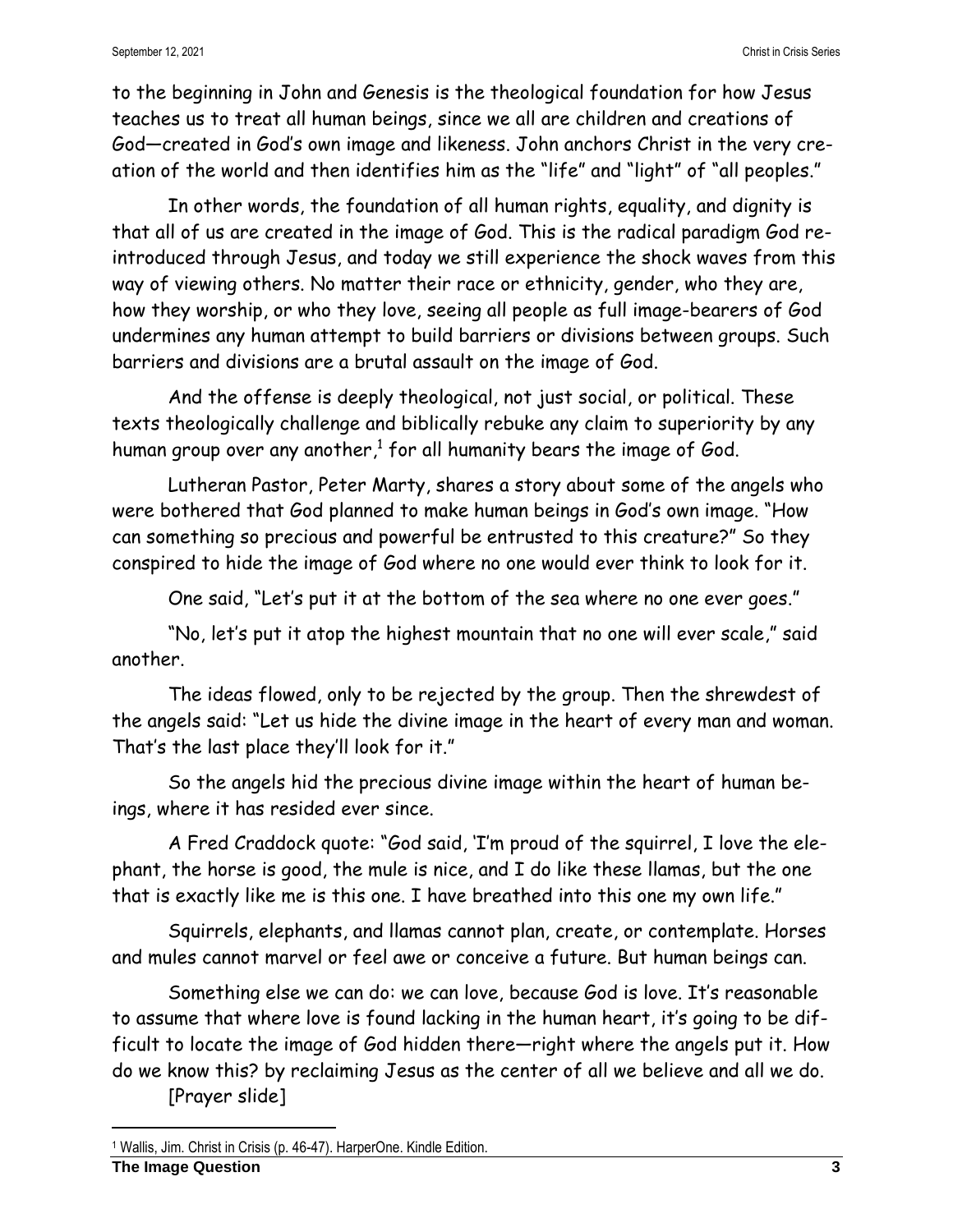to the beginning in John and Genesis is the theological foundation for how Jesus teaches us to treat all human beings, since we all are children and creations of God—created in God's own image and likeness. John anchors Christ in the very creation of the world and then identifies him as the "life" and "light" of "all peoples."

In other words, the foundation of all human rights, equality, and dignity is that all of us are created in the image of God. This is the radical paradigm God reintroduced through Jesus, and today we still experience the shock waves from this way of viewing others. No matter their race or ethnicity, gender, who they are, how they worship, or who they love, seeing all people as full image-bearers of God undermines any human attempt to build barriers or divisions between groups. Such barriers and divisions are a brutal assault on the image of God.

And the offense is deeply theological, not just social, or political. These texts theologically challenge and biblically rebuke any claim to superiority by any human group over any another,[1] for all humanity bears the image of God.

Lutheran Pastor, Peter Marty, shares a story about some of the angels who were bothered that God planned to make human beings in God's own image. "How can something so precious and powerful be entrusted to this creature?" So they conspired to hide the image of God where no one would ever think to look for it.

One said, "Let's put it at the bottom of the sea where no one ever goes."

"No, let's put it atop the highest mountain that no one will ever scale," said another.

The ideas flowed, only to be rejected by the group. Then the shrewdest of the angels said: "Let us hide the divine image in the heart of every man and woman. That's the last place they'll look for it."

So the angels hid the precious divine image within the heart of human beings, where it has resided ever since.

A Fred Craddock quote: "God said, 'I'm proud of the squirrel, I love the elephant, the horse is good, the mule is nice, and I do like these llamas, but the one that is exactly like me is this one. I have breathed into this one my own life."

Squirrels, elephants, and llamas cannot plan, create, or contemplate. Horses and mules cannot marvel or feel awe or conceive a future. But human beings can.

Something else we can do: we can love, because God is love. It's reasonable to assume that where love is found lacking in the human heart, it's going to be difficult to locate the image of God hidden there—right where the angels put it. How do we know this? by reclaiming Jesus as the center of all we believe and all we do.

[Prayer slide]

---

[1] Wallis, Jim. Christ in Crisis (p. 46-47). HarperOne. Kindle Edition.